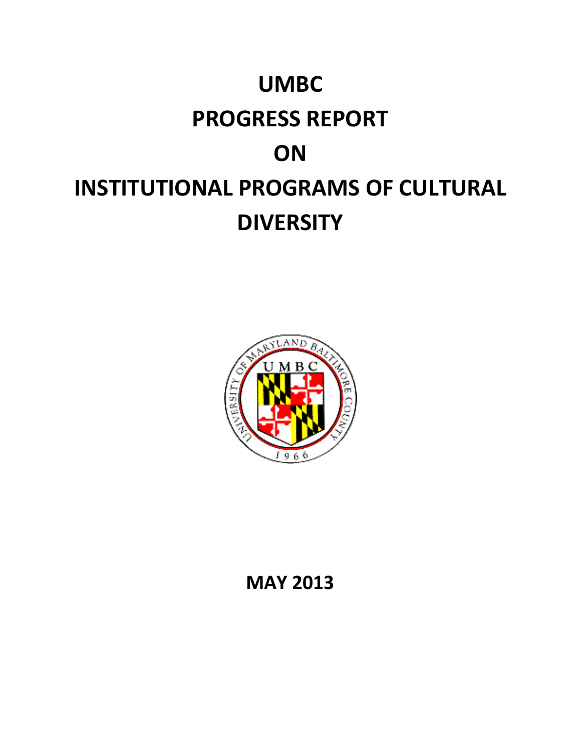# UMBC
# PROGRESS REPORT
# ON
# INSTITUTIONAL PROGRAMS OF CULTURAL DIVERSITY

**MAY 2013**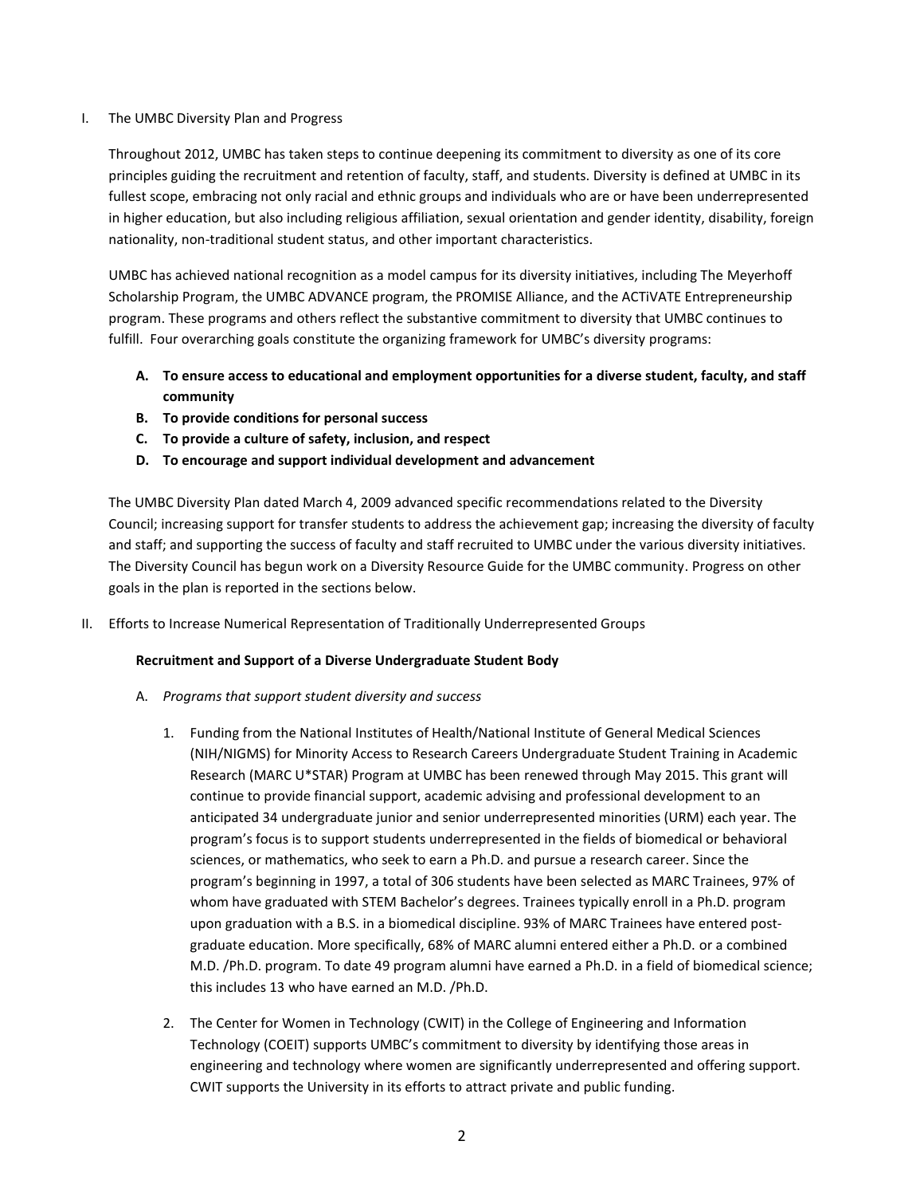## I. The UMBC Diversity Plan and Progress

Throughout 2012, UMBC has taken steps to continue deepening its commitment to diversity as one of its core principles guiding the recruitment and retention of faculty, staff, and students. Diversity is defined at UMBC in its fullest scope, embracing not only racial and ethnic groups and individuals who are or have been underrepresented in higher education, but also including religious affiliation, sexual orientation and gender identity, disability, foreign nationality, non-traditional student status, and other important characteristics.

UMBC has achieved national recognition as a model campus for its diversity initiatives, including The Meyerhoff Scholarship Program, the UMBC ADVANCE program, the PROMISE Alliance, and the ACTiVATE Entrepreneurship program. These programs and others reflect the substantive commitment to diversity that UMBC continues to fulfill. Four overarching goals constitute the organizing framework for UMBC's diversity programs:

- **A. To ensure access to educational and employment opportunities for a diverse student, faculty, and staff community**
- **B. To provide conditions for personal success**
- **C. To provide a culture of safety, inclusion, and respect**
- **D. To encourage and support individual development and advancement**

The UMBC Diversity Plan dated March 4, 2009 advanced specific recommendations related to the Diversity Council; increasing support for transfer students to address the achievement gap; increasing the diversity of faculty and staff; and supporting the success of faculty and staff recruited to UMBC under the various diversity initiatives. The Diversity Council has begun work on a Diversity Resource Guide for the UMBC community. Progress on other goals in the plan is reported in the sections below.

## II. Efforts to Increase Numerical Representation of Traditionally Underrepresented Groups

### Recruitment and Support of a Diverse Undergraduate Student Body

A. *Programs that support student diversity and success*

1. Funding from the National Institutes of Health/National Institute of General Medical Sciences (NIH/NIGMS) for Minority Access to Research Careers Undergraduate Student Training in Academic Research (MARC U*STAR) Program at UMBC has been renewed through May 2015. This grant will continue to provide financial support, academic advising and professional development to an anticipated 34 undergraduate junior and senior underrepresented minorities (URM) each year. The program's focus is to support students underrepresented in the fields of biomedical or behavioral sciences, or mathematics, who seek to earn a Ph.D. and pursue a research career. Since the program's beginning in 1997, a total of 306 students have been selected as MARC Trainees, 97% of whom have graduated with STEM Bachelor's degrees. Trainees typically enroll in a Ph.D. program upon graduation with a B.S. in a biomedical discipline. 93% of MARC Trainees have entered post-graduate education. More specifically, 68% of MARC alumni entered either a Ph.D. or a combined M.D. /Ph.D. program. To date 49 program alumni have earned a Ph.D. in a field of biomedical science; this includes 13 who have earned an M.D. /Ph.D.

2. The Center for Women in Technology (CWIT) in the College of Engineering and Information Technology (COEIT) supports UMBC's commitment to diversity by identifying those areas in engineering and technology where women are significantly underrepresented and offering support. CWIT supports the University in its efforts to attract private and public funding.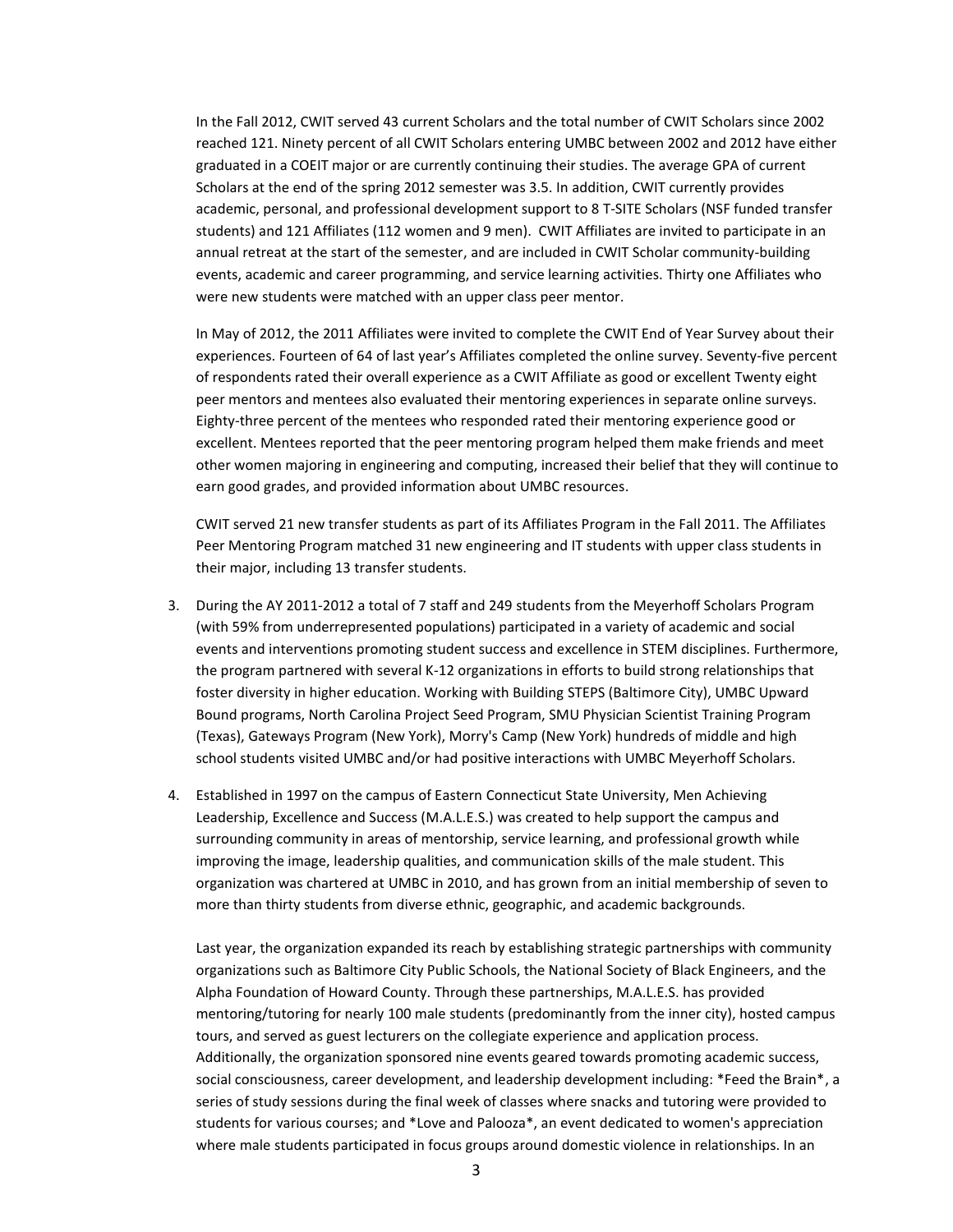In the Fall 2012, CWIT served 43 current Scholars and the total number of CWIT Scholars since 2002 reached 121. Ninety percent of all CWIT Scholars entering UMBC between 2002 and 2012 have either graduated in a COEIT major or are currently continuing their studies. The average GPA of current Scholars at the end of the spring 2012 semester was 3.5. In addition, CWIT currently provides academic, personal, and professional development support to 8 T-SITE Scholars (NSF funded transfer students) and 121 Affiliates (112 women and 9 men). CWIT Affiliates are invited to participate in an annual retreat at the start of the semester, and are included in CWIT Scholar community-building events, academic and career programming, and service learning activities. Thirty one Affiliates who were new students were matched with an upper class peer mentor.

In May of 2012, the 2011 Affiliates were invited to complete the CWIT End of Year Survey about their experiences. Fourteen of 64 of last year's Affiliates completed the online survey. Seventy-five percent of respondents rated their overall experience as a CWIT Affiliate as good or excellent Twenty eight peer mentors and mentees also evaluated their mentoring experiences in separate online surveys. Eighty-three percent of the mentees who responded rated their mentoring experience good or excellent. Mentees reported that the peer mentoring program helped them make friends and meet other women majoring in engineering and computing, increased their belief that they will continue to earn good grades, and provided information about UMBC resources.

CWIT served 21 new transfer students as part of its Affiliates Program in the Fall 2011. The Affiliates Peer Mentoring Program matched 31 new engineering and IT students with upper class students in their major, including 13 transfer students.

3. During the AY 2011-2012 a total of 7 staff and 249 students from the Meyerhoff Scholars Program (with 59% from underrepresented populations) participated in a variety of academic and social events and interventions promoting student success and excellence in STEM disciplines. Furthermore, the program partnered with several K-12 organizations in efforts to build strong relationships that foster diversity in higher education. Working with Building STEPS (Baltimore City), UMBC Upward Bound programs, North Carolina Project Seed Program, SMU Physician Scientist Training Program (Texas), Gateways Program (New York), Morry's Camp (New York) hundreds of middle and high school students visited UMBC and/or had positive interactions with UMBC Meyerhoff Scholars.

4. Established in 1997 on the campus of Eastern Connecticut State University, Men Achieving Leadership, Excellence and Success (M.A.L.E.S.) was created to help support the campus and surrounding community in areas of mentorship, service learning, and professional growth while improving the image, leadership qualities, and communication skills of the male student. This organization was chartered at UMBC in 2010, and has grown from an initial membership of seven to more than thirty students from diverse ethnic, geographic, and academic backgrounds.

   Last year, the organization expanded its reach by establishing strategic partnerships with community organizations such as Baltimore City Public Schools, the National Society of Black Engineers, and the Alpha Foundation of Howard County. Through these partnerships, M.A.L.E.S. has provided mentoring/tutoring for nearly 100 male students (predominantly from the inner city), hosted campus tours, and served as guest lecturers on the collegiate experience and application process. Additionally, the organization sponsored nine events geared towards promoting academic success, social consciousness, career development, and leadership development including: *Feed the Brain*, a series of study sessions during the final week of classes where snacks and tutoring were provided to students for various courses; and *Love and Palooza*, an event dedicated to women's appreciation where male students participated in focus groups around domestic violence in relationships. In an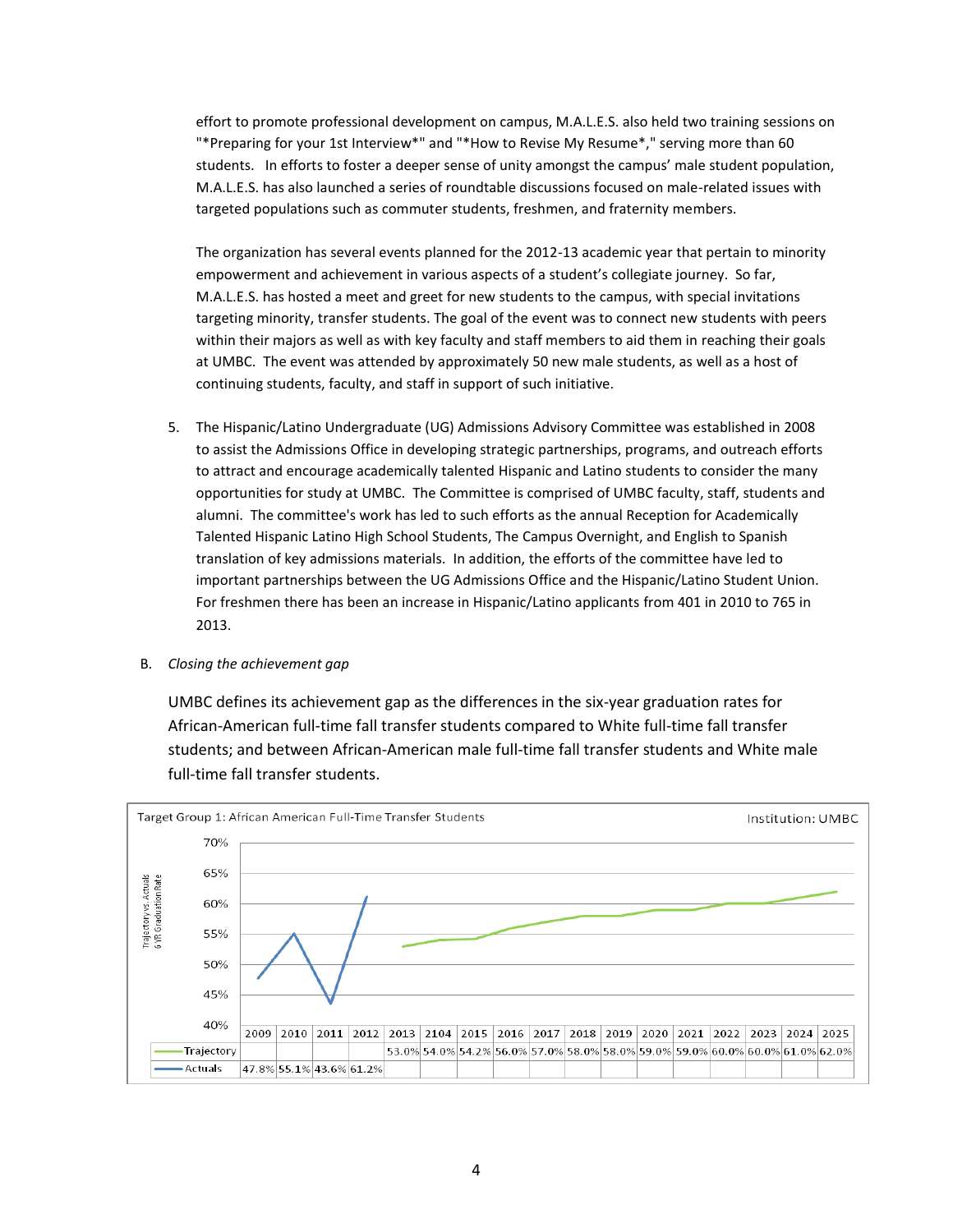effort to promote professional development on campus, M.A.L.E.S. also held two training sessions on "*Preparing for your 1st Interview*" and "*How to Revise My Resume*," serving more than 60 students. In efforts to foster a deeper sense of unity amongst the campus' male student population, M.A.L.E.S. has also launched a series of roundtable discussions focused on male-related issues with targeted populations such as commuter students, freshmen, and fraternity members.

The organization has several events planned for the 2012-13 academic year that pertain to minority empowerment and achievement in various aspects of a student's collegiate journey. So far, M.A.L.E.S. has hosted a meet and greet for new students to the campus, with special invitations targeting minority, transfer students. The goal of the event was to connect new students with peers within their majors as well as with key faculty and staff members to aid them in reaching their goals at UMBC. The event was attended by approximately 50 new male students, as well as a host of continuing students, faculty, and staff in support of such initiative.

5. The Hispanic/Latino Undergraduate (UG) Admissions Advisory Committee was established in 2008 to assist the Admissions Office in developing strategic partnerships, programs, and outreach efforts to attract and encourage academically talented Hispanic and Latino students to consider the many opportunities for study at UMBC. The Committee is comprised of UMBC faculty, staff, students and alumni. The committee's work has led to such efforts as the annual Reception for Academically Talented Hispanic Latino High School Students, The Campus Overnight, and English to Spanish translation of key admissions materials. In addition, the efforts of the committee have led to important partnerships between the UG Admissions Office and the Hispanic/Latino Student Union. For freshmen there has been an increase in Hispanic/Latino applicants from 401 in 2010 to 765 in 2013.

B. *Closing the achievement gap*

UMBC defines its achievement gap as the differences in the six-year graduation rates for African-American full-time fall transfer students compared to White full-time fall transfer students; and between African-American male full-time fall transfer students and White male full-time fall transfer students.

Target Group 1: African American Full-Time Transfer Students — Institution: UMBC

(Y-axis: Trajectory vs. Actuals 6 YR Graduation Rate)

| | 2009 | 2010 | 2011 | 2012 | 2013 | 2104 | 2015 | 2016 | 2017 | 2018 | 2019 | 2020 | 2021 | 2022 | 2023 | 2024 | 2025 |
|---|---|---|---|---|---|---|---|---|---|---|---|---|---|---|---|---|---|
| Trajectory | | | | | 53.0% | 54.0% | 54.2% | 56.0% | 57.0% | 58.0% | 58.0% | 59.0% | 59.0% | 60.0% | 60.0% | 61.0% | 62.0% |
| Actuals | 47.8% | 55.1% | 43.6% | 61.2% | | | | | | | | | | | | | |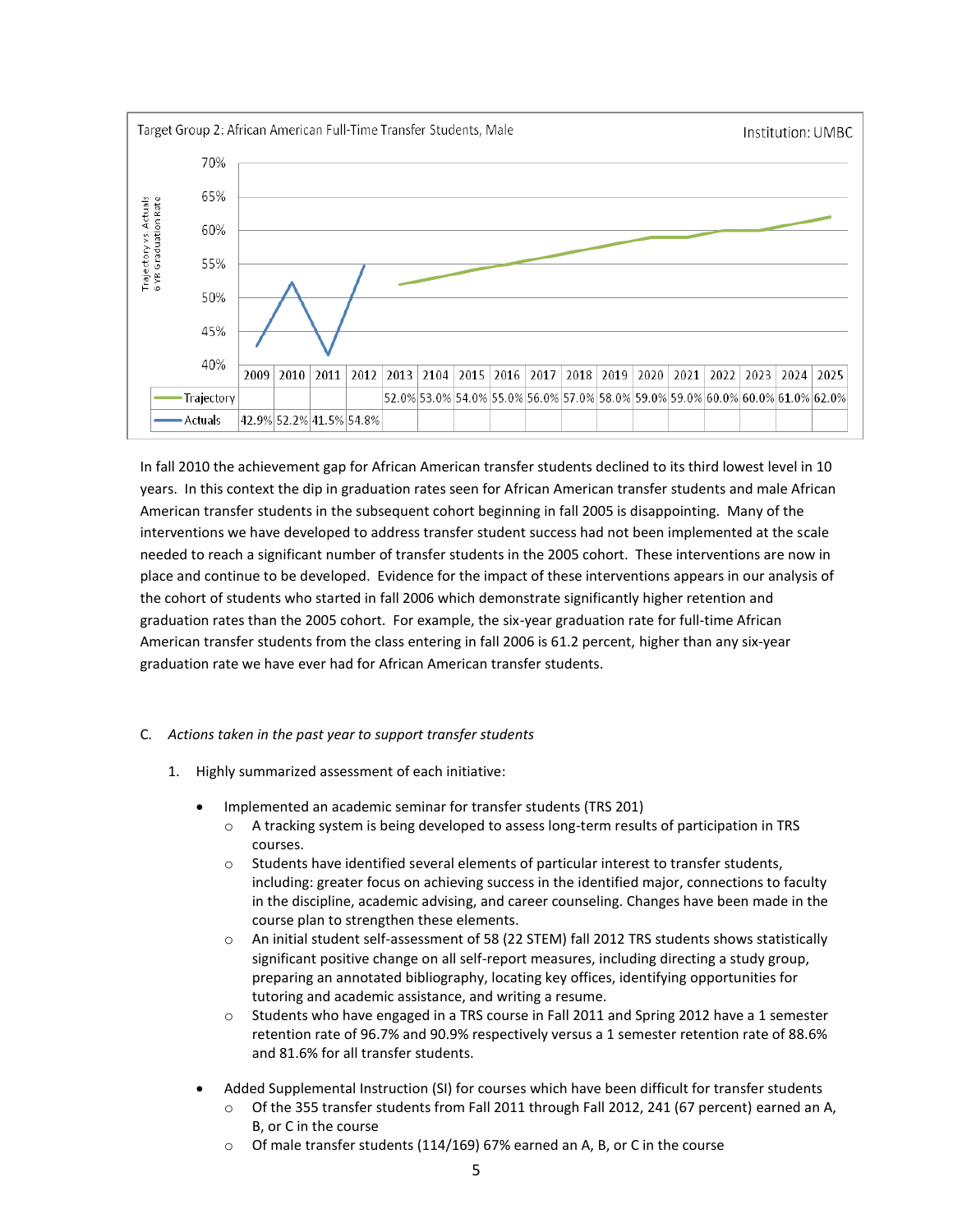Target Group 2: African American Full-Time Transfer Students, Male — Institution: UMBC

Trajectory vs. Actuals 6 YR Graduation Rate

| | 2009 | 2010 | 2011 | 2012 | 2013 | 2104 | 2015 | 2016 | 2017 | 2018 | 2019 | 2020 | 2021 | 2022 | 2023 | 2024 | 2025 |
|---|---|---|---|---|---|---|---|---|---|---|---|---|---|---|---|---|---|
| Trajectory | | | | | 52.0% | 53.0% | 54.0% | 55.0% | 56.0% | 57.0% | 58.0% | 59.0% | 59.0% | 60.0% | 60.0% | 61.0% | 62.0% |
| Actuals | 42.9% | 52.2% | 41.5% | 54.8% | | | | | | | | | | | | | |

In fall 2010 the achievement gap for African American transfer students declined to its third lowest level in 10 years. In this context the dip in graduation rates seen for African American transfer students and male African American transfer students in the subsequent cohort beginning in fall 2005 is disappointing. Many of the interventions we have developed to address transfer student success had not been implemented at the scale needed to reach a significant number of transfer students in the 2005 cohort. These interventions are now in place and continue to be developed. Evidence for the impact of these interventions appears in our analysis of the cohort of students who started in fall 2006 which demonstrate significantly higher retention and graduation rates than the 2005 cohort. For example, the six-year graduation rate for full-time African American transfer students from the class entering in fall 2006 is 61.2 percent, higher than any six-year graduation rate we have ever had for African American transfer students.

C. *Actions taken in the past year to support transfer students*

1. Highly summarized assessment of each initiative:

- Implemented an academic seminar for transfer students (TRS 201)
  - A tracking system is being developed to assess long-term results of participation in TRS courses.
  - Students have identified several elements of particular interest to transfer students, including: greater focus on achieving success in the identified major, connections to faculty in the discipline, academic advising, and career counseling. Changes have been made in the course plan to strengthen these elements.
  - An initial student self-assessment of 58 (22 STEM) fall 2012 TRS students shows statistically significant positive change on all self-report measures, including directing a study group, preparing an annotated bibliography, locating key offices, identifying opportunities for tutoring and academic assistance, and writing a resume.
  - Students who have engaged in a TRS course in Fall 2011 and Spring 2012 have a 1 semester retention rate of 96.7% and 90.9% respectively versus a 1 semester retention rate of 88.6% and 81.6% for all transfer students.

- Added Supplemental Instruction (SI) for courses which have been difficult for transfer students
  - Of the 355 transfer students from Fall 2011 through Fall 2012, 241 (67 percent) earned an A, B, or C in the course
  - Of male transfer students (114/169) 67% earned an A, B, or C in the course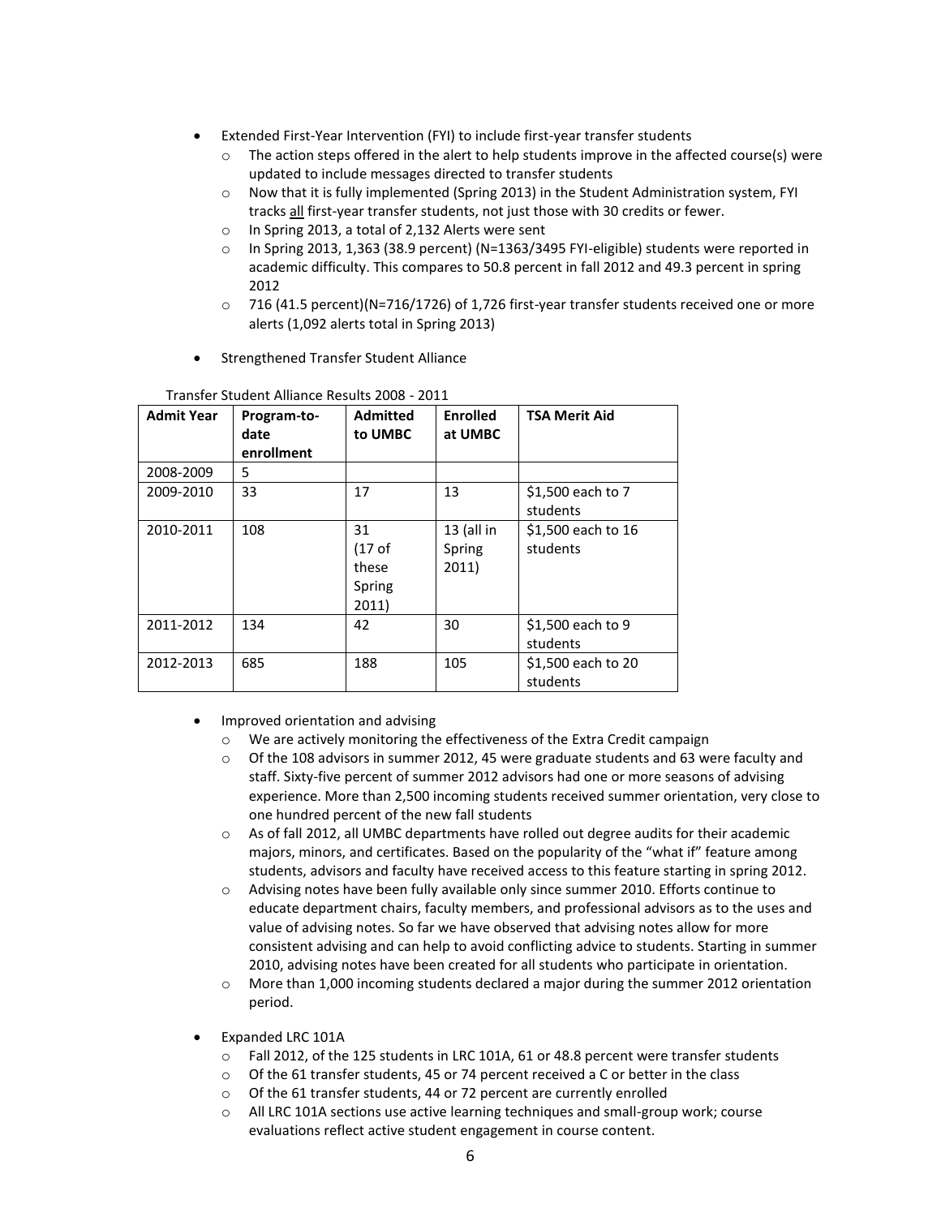- Extended First-Year Intervention (FYI) to include first-year transfer students
  - The action steps offered in the alert to help students improve in the affected course(s) were updated to include messages directed to transfer students
  - Now that it is fully implemented (Spring 2013) in the Student Administration system, FYI tracks all first-year transfer students, not just those with 30 credits or fewer.
  - In Spring 2013, a total of 2,132 Alerts were sent
  - In Spring 2013, 1,363 (38.9 percent) (N=1363/3495 FYI-eligible) students were reported in academic difficulty. This compares to 50.8 percent in fall 2012 and 49.3 percent in spring 2012
  - 716 (41.5 percent)(N=716/1726) of 1,726 first-year transfer students received one or more alerts (1,092 alerts total in Spring 2013)

- Strengthened Transfer Student Alliance

Transfer Student Alliance Results 2008 - 2011

| Admit Year | Program-to-date enrollment | Admitted to UMBC | Enrolled at UMBC | TSA Merit Aid |
|---|---|---|---|---|
| 2008-2009 | 5 | | | |
| 2009-2010 | 33 | 17 | 13 | $1,500 each to 7 students |
| 2010-2011 | 108 | 31 (17 of these Spring 2011) | 13 (all in Spring 2011) | $1,500 each to 16 students |
| 2011-2012 | 134 | 42 | 30 | $1,500 each to 9 students |
| 2012-2013 | 685 | 188 | 105 | $1,500 each to 20 students |

- Improved orientation and advising
  - We are actively monitoring the effectiveness of the Extra Credit campaign
  - Of the 108 advisors in summer 2012, 45 were graduate students and 63 were faculty and staff. Sixty-five percent of summer 2012 advisors had one or more seasons of advising experience. More than 2,500 incoming students received summer orientation, very close to one hundred percent of the new fall students
  - As of fall 2012, all UMBC departments have rolled out degree audits for their academic majors, minors, and certificates. Based on the popularity of the "what if" feature among students, advisors and faculty have received access to this feature starting in spring 2012.
  - Advising notes have been fully available only since summer 2010. Efforts continue to educate department chairs, faculty members, and professional advisors as to the uses and value of advising notes. So far we have observed that advising notes allow for more consistent advising and can help to avoid conflicting advice to students. Starting in summer 2010, advising notes have been created for all students who participate in orientation.
  - More than 1,000 incoming students declared a major during the summer 2012 orientation period.

- Expanded LRC 101A
  - Fall 2012, of the 125 students in LRC 101A, 61 or 48.8 percent were transfer students
  - Of the 61 transfer students, 45 or 74 percent received a C or better in the class
  - Of the 61 transfer students, 44 or 72 percent are currently enrolled
  - All LRC 101A sections use active learning techniques and small-group work; course evaluations reflect active student engagement in course content.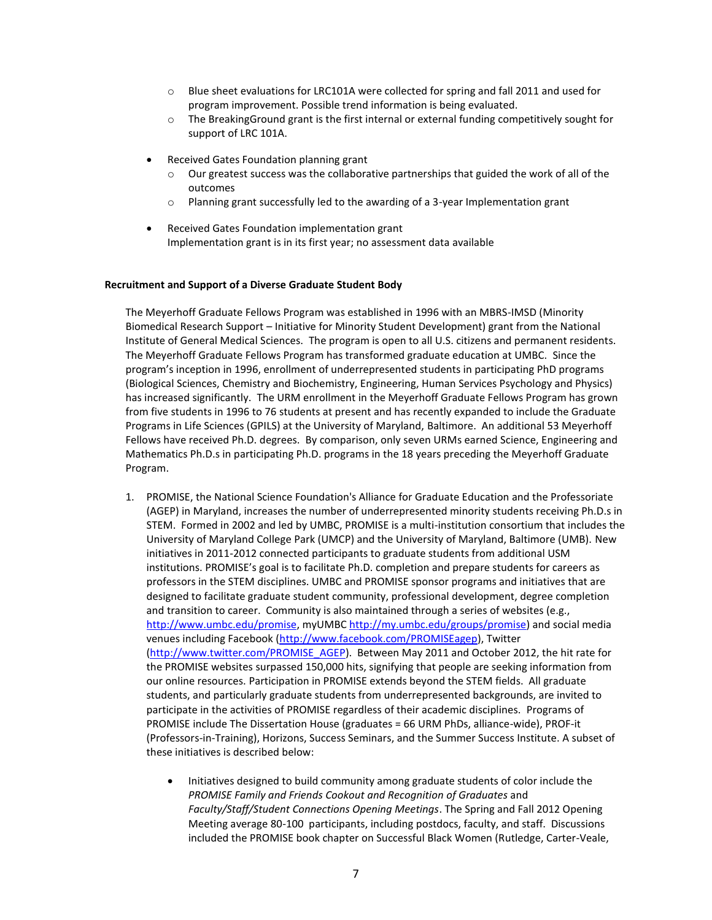- Blue sheet evaluations for LRC101A were collected for spring and fall 2011 and used for program improvement. Possible trend information is being evaluated.
  - The BreakingGround grant is the first internal or external funding competitively sought for support of LRC 101A.

- Received Gates Foundation planning grant
  - Our greatest success was the collaborative partnerships that guided the work of all of the outcomes
  - Planning grant successfully led to the awarding of a 3-year Implementation grant

- Received Gates Foundation implementation grant
  Implementation grant is in its first year; no assessment data available

**Recruitment and Support of a Diverse Graduate Student Body**

The Meyerhoff Graduate Fellows Program was established in 1996 with an MBRS-IMSD (Minority Biomedical Research Support – Initiative for Minority Student Development) grant from the National Institute of General Medical Sciences. The program is open to all U.S. citizens and permanent residents. The Meyerhoff Graduate Fellows Program has transformed graduate education at UMBC. Since the program's inception in 1996, enrollment of underrepresented students in participating PhD programs (Biological Sciences, Chemistry and Biochemistry, Engineering, Human Services Psychology and Physics) has increased significantly. The URM enrollment in the Meyerhoff Graduate Fellows Program has grown from five students in 1996 to 76 students at present and has recently expanded to include the Graduate Programs in Life Sciences (GPILS) at the University of Maryland, Baltimore. An additional 53 Meyerhoff Fellows have received Ph.D. degrees. By comparison, only seven URMs earned Science, Engineering and Mathematics Ph.D.s in participating Ph.D. programs in the 18 years preceding the Meyerhoff Graduate Program.

1. PROMISE, the National Science Foundation's Alliance for Graduate Education and the Professoriate (AGEP) in Maryland, increases the number of underrepresented minority students receiving Ph.D.s in STEM. Formed in 2002 and led by UMBC, PROMISE is a multi-institution consortium that includes the University of Maryland College Park (UMCP) and the University of Maryland, Baltimore (UMB). New initiatives in 2011-2012 connected participants to graduate students from additional USM institutions. PROMISE's goal is to facilitate Ph.D. completion and prepare students for careers as professors in the STEM disciplines. UMBC and PROMISE sponsor programs and initiatives that are designed to facilitate graduate student community, professional development, degree completion and transition to career. Community is also maintained through a series of websites (e.g., http://www.umbc.edu/promise, myUMBC http://my.umbc.edu/groups/promise) and social media venues including Facebook (http://www.facebook.com/PROMISEagep), Twitter (http://www.twitter.com/PROMISE_AGEP). Between May 2011 and October 2012, the hit rate for the PROMISE websites surpassed 150,000 hits, signifying that people are seeking information from our online resources. Participation in PROMISE extends beyond the STEM fields. All graduate students, and particularly graduate students from underrepresented backgrounds, are invited to participate in the activities of PROMISE regardless of their academic disciplines. Programs of PROMISE include The Dissertation House (graduates = 66 URM PhDs, alliance-wide), PROF-it (Professors-in-Training), Horizons, Success Seminars, and the Summer Success Institute. A subset of these initiatives is described below:

   - Initiatives designed to build community among graduate students of color include the *PROMISE Family and Friends Cookout and Recognition of Graduates* and *Faculty/Staff/Student Connections Opening Meetings*. The Spring and Fall 2012 Opening Meeting average 80-100 participants, including postdocs, faculty, and staff. Discussions included the PROMISE book chapter on Successful Black Women (Rutledge, Carter-Veale,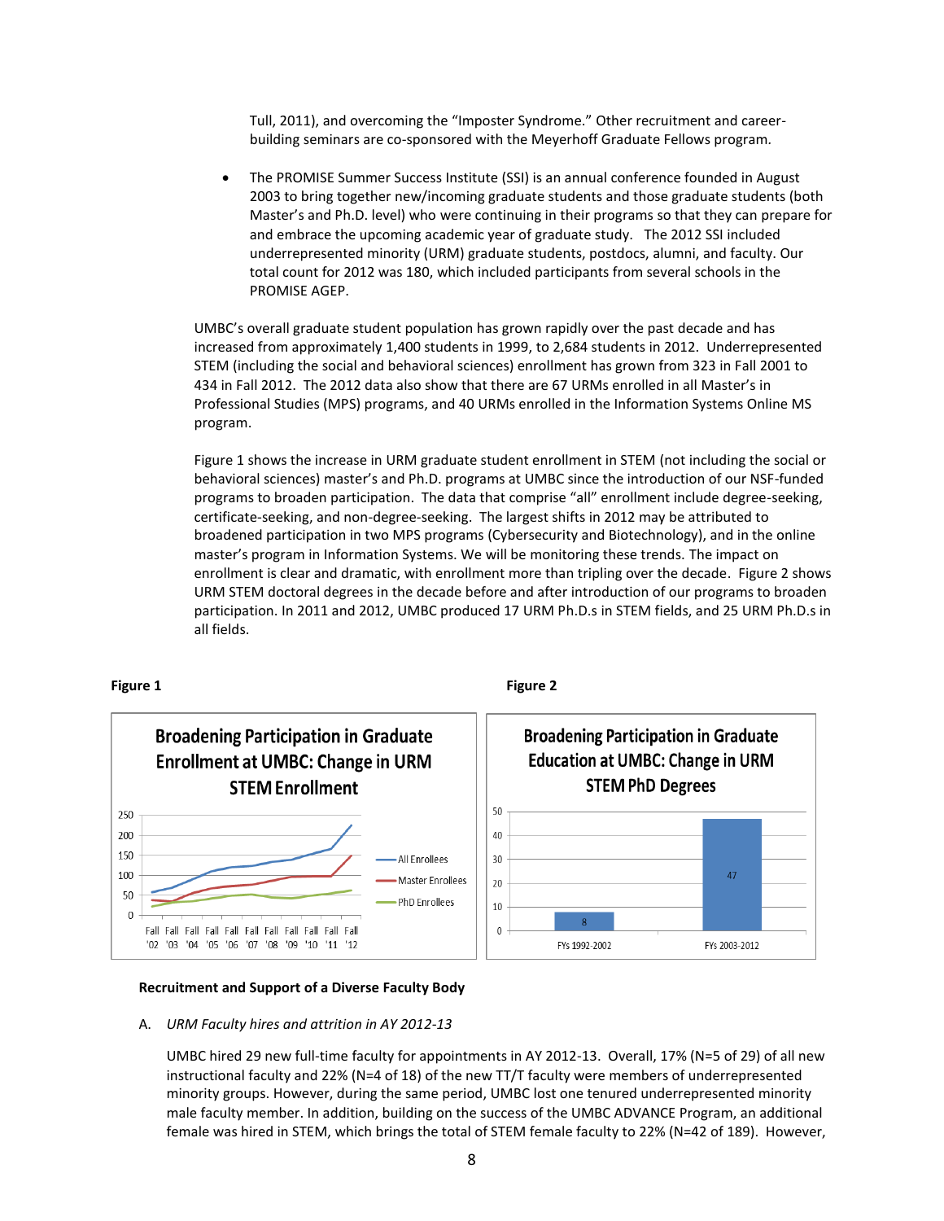Tull, 2011), and overcoming the "Imposter Syndrome." Other recruitment and career-building seminars are co-sponsored with the Meyerhoff Graduate Fellows program.

- The PROMISE Summer Success Institute (SSI) is an annual conference founded in August 2003 to bring together new/incoming graduate students and those graduate students (both Master's and Ph.D. level) who were continuing in their programs so that they can prepare for and embrace the upcoming academic year of graduate study. The 2012 SSI included underrepresented minority (URM) graduate students, postdocs, alumni, and faculty. Our total count for 2012 was 180, which included participants from several schools in the PROMISE AGEP.

UMBC's overall graduate student population has grown rapidly over the past decade and has increased from approximately 1,400 students in 1999, to 2,684 students in 2012. Underrepresented STEM (including the social and behavioral sciences) enrollment has grown from 323 in Fall 2001 to 434 in Fall 2012. The 2012 data also show that there are 67 URMs enrolled in all Master's in Professional Studies (MPS) programs, and 40 URMs enrolled in the Information Systems Online MS program.

Figure 1 shows the increase in URM graduate student enrollment in STEM (not including the social or behavioral sciences) master's and Ph.D. programs at UMBC since the introduction of our NSF-funded programs to broaden participation. The data that comprise "all" enrollment include degree-seeking, certificate-seeking, and non-degree-seeking. The largest shifts in 2012 may be attributed to broadened participation in two MPS programs (Cybersecurity and Biotechnology), and in the online master's program in Information Systems. We will be monitoring these trends. The impact on enrollment is clear and dramatic, with enrollment more than tripling over the decade. Figure 2 shows URM STEM doctoral degrees in the decade before and after introduction of our programs to broaden participation. In 2011 and 2012, UMBC produced 17 URM Ph.D.s in STEM fields, and 25 URM Ph.D.s in all fields.

**Figure 1**

Broadening Participation in Graduate Enrollment at UMBC: Change in URM STEM Enrollment

**Figure 2**

Broadening Participation in Graduate Education at UMBC: Change in URM STEM PhD Degrees

| | FYs 1992-2002 | FYs 2003-2012 |
|---|---|---|
| URM STEM PhD Degrees | 8 | 47 |

**Recruitment and Support of a Diverse Faculty Body**

A. *URM Faculty hires and attrition in AY 2012-13*

UMBC hired 29 new full-time faculty for appointments in AY 2012-13. Overall, 17% (N=5 of 29) of all new instructional faculty and 22% (N=4 of 18) of the new TT/T faculty were members of underrepresented minority groups. However, during the same period, UMBC lost one tenured underrepresented minority male faculty member. In addition, building on the success of the UMBC ADVANCE Program, an additional female was hired in STEM, which brings the total of STEM female faculty to 22% (N=42 of 189). However,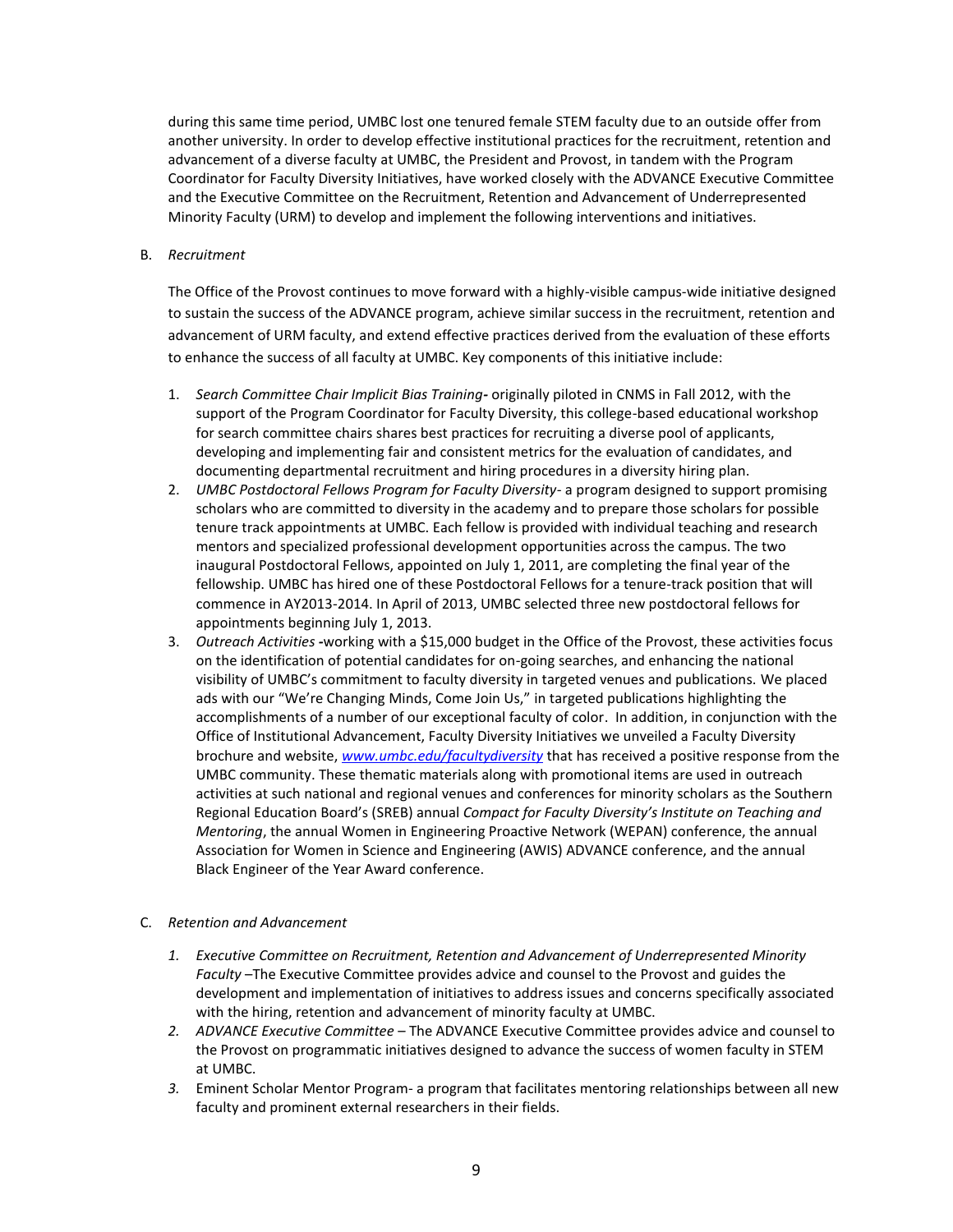during this same time period, UMBC lost one tenured female STEM faculty due to an outside offer from another university. In order to develop effective institutional practices for the recruitment, retention and advancement of a diverse faculty at UMBC, the President and Provost, in tandem with the Program Coordinator for Faculty Diversity Initiatives, have worked closely with the ADVANCE Executive Committee and the Executive Committee on the Recruitment, Retention and Advancement of Underrepresented Minority Faculty (URM) to develop and implement the following interventions and initiatives.

B. *Recruitment*

The Office of the Provost continues to move forward with a highly-visible campus-wide initiative designed to sustain the success of the ADVANCE program, achieve similar success in the recruitment, retention and advancement of URM faculty, and extend effective practices derived from the evaluation of these efforts to enhance the success of all faculty at UMBC. Key components of this initiative include:

1. *Search Committee Chair Implicit Bias Training***-** originally piloted in CNMS in Fall 2012, with the support of the Program Coordinator for Faculty Diversity, this college-based educational workshop for search committee chairs shares best practices for recruiting a diverse pool of applicants, developing and implementing fair and consistent metrics for the evaluation of candidates, and documenting departmental recruitment and hiring procedures in a diversity hiring plan.
2. *UMBC Postdoctoral Fellows Program for Faculty Diversity*- a program designed to support promising scholars who are committed to diversity in the academy and to prepare those scholars for possible tenure track appointments at UMBC. Each fellow is provided with individual teaching and research mentors and specialized professional development opportunities across the campus. The two inaugural Postdoctoral Fellows, appointed on July 1, 2011, are completing the final year of the fellowship. UMBC has hired one of these Postdoctoral Fellows for a tenure-track position that will commence in AY2013-2014. In April of 2013, UMBC selected three new postdoctoral fellows for appointments beginning July 1, 2013.
3. *Outreach Activities* **-**working with a $15,000 budget in the Office of the Provost, these activities focus on the identification of potential candidates for on-going searches, and enhancing the national visibility of UMBC's commitment to faculty diversity in targeted venues and publications. We placed ads with our "We're Changing Minds, Come Join Us," in targeted publications highlighting the accomplishments of a number of our exceptional faculty of color. In addition, in conjunction with the Office of Institutional Advancement, Faculty Diversity Initiatives we unveiled a Faculty Diversity brochure and website, [*www.umbc.edu/facultydiversity*](http://www.umbc.edu/facultydiversity) that has received a positive response from the UMBC community. These thematic materials along with promotional items are used in outreach activities at such national and regional venues and conferences for minority scholars as the Southern Regional Education Board's (SREB) annual *Compact for Faculty Diversity's Institute on Teaching and Mentoring*, the annual Women in Engineering Proactive Network (WEPAN) conference, the annual Association for Women in Science and Engineering (AWIS) ADVANCE conference, and the annual Black Engineer of the Year Award conference.

C. *Retention and Advancement*

1. *Executive Committee on Recruitment, Retention and Advancement of Underrepresented Minority Faculty* –The Executive Committee provides advice and counsel to the Provost and guides the development and implementation of initiatives to address issues and concerns specifically associated with the hiring, retention and advancement of minority faculty at UMBC.
2. *ADVANCE Executive Committee* – The ADVANCE Executive Committee provides advice and counsel to the Provost on programmatic initiatives designed to advance the success of women faculty in STEM at UMBC.
3. Eminent Scholar Mentor Program- a program that facilitates mentoring relationships between all new faculty and prominent external researchers in their fields.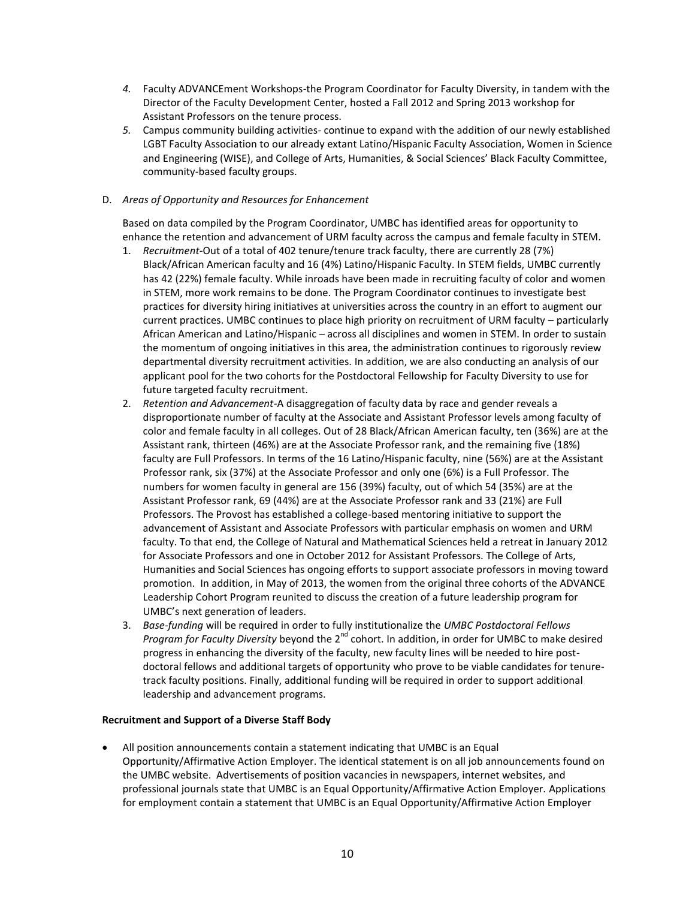4. Faculty ADVANCEment Workshops-the Program Coordinator for Faculty Diversity, in tandem with the Director of the Faculty Development Center, hosted a Fall 2012 and Spring 2013 workshop for Assistant Professors on the tenure process.
5. Campus community building activities- continue to expand with the addition of our newly established LGBT Faculty Association to our already extant Latino/Hispanic Faculty Association, Women in Science and Engineering (WISE), and College of Arts, Humanities, & Social Sciences' Black Faculty Committee, community-based faculty groups.

D. *Areas of Opportunity and Resources for Enhancement*

Based on data compiled by the Program Coordinator, UMBC has identified areas for opportunity to enhance the retention and advancement of URM faculty across the campus and female faculty in STEM.

1. *Recruitment*-Out of a total of 402 tenure/tenure track faculty, there are currently 28 (7%) Black/African American faculty and 16 (4%) Latino/Hispanic Faculty. In STEM fields, UMBC currently has 42 (22%) female faculty. While inroads have been made in recruiting faculty of color and women in STEM, more work remains to be done. The Program Coordinator continues to investigate best practices for diversity hiring initiatives at universities across the country in an effort to augment our current practices. UMBC continues to place high priority on recruitment of URM faculty – particularly African American and Latino/Hispanic – across all disciplines and women in STEM. In order to sustain the momentum of ongoing initiatives in this area, the administration continues to rigorously review departmental diversity recruitment activities. In addition, we are also conducting an analysis of our applicant pool for the two cohorts for the Postdoctoral Fellowship for Faculty Diversity to use for future targeted faculty recruitment.
2. *Retention and Advancement*-A disaggregation of faculty data by race and gender reveals a disproportionate number of faculty at the Associate and Assistant Professor levels among faculty of color and female faculty in all colleges. Out of 28 Black/African American faculty, ten (36%) are at the Assistant rank, thirteen (46%) are at the Associate Professor rank, and the remaining five (18%) faculty are Full Professors. In terms of the 16 Latino/Hispanic faculty, nine (56%) are at the Assistant Professor rank, six (37%) at the Associate Professor and only one (6%) is a Full Professor. The numbers for women faculty in general are 156 (39%) faculty, out of which 54 (35%) are at the Assistant Professor rank, 69 (44%) are at the Associate Professor rank and 33 (21%) are Full Professors. The Provost has established a college-based mentoring initiative to support the advancement of Assistant and Associate Professors with particular emphasis on women and URM faculty. To that end, the College of Natural and Mathematical Sciences held a retreat in January 2012 for Associate Professors and one in October 2012 for Assistant Professors. The College of Arts, Humanities and Social Sciences has ongoing efforts to support associate professors in moving toward promotion. In addition, in May of 2013, the women from the original three cohorts of the ADVANCE Leadership Cohort Program reunited to discuss the creation of a future leadership program for UMBC's next generation of leaders.
3. *Base-funding* will be required in order to fully institutionalize the *UMBC Postdoctoral Fellows Program for Faculty Diversity* beyond the 2nd cohort. In addition, in order for UMBC to make desired progress in enhancing the diversity of the faculty, new faculty lines will be needed to hire post-doctoral fellows and additional targets of opportunity who prove to be viable candidates for tenure-track faculty positions. Finally, additional funding will be required in order to support additional leadership and advancement programs.

**Recruitment and Support of a Diverse Staff Body**

- All position announcements contain a statement indicating that UMBC is an Equal Opportunity/Affirmative Action Employer. The identical statement is on all job announcements found on the UMBC website. Advertisements of position vacancies in newspapers, internet websites, and professional journals state that UMBC is an Equal Opportunity/Affirmative Action Employer. Applications for employment contain a statement that UMBC is an Equal Opportunity/Affirmative Action Employer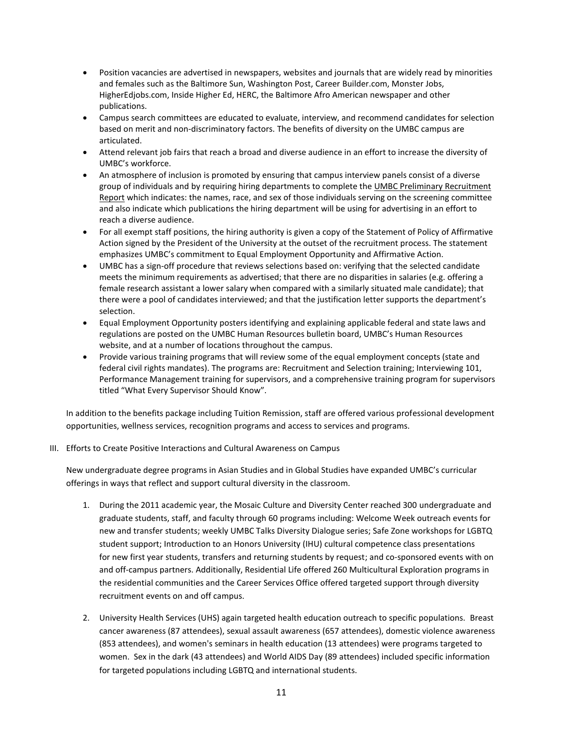- Position vacancies are advertised in newspapers, websites and journals that are widely read by minorities and females such as the Baltimore Sun, Washington Post, Career Builder.com, Monster Jobs, HigherEdjobs.com, Inside Higher Ed, HERC, the Baltimore Afro American newspaper and other publications.
- Campus search committees are educated to evaluate, interview, and recommend candidates for selection based on merit and non-discriminatory factors. The benefits of diversity on the UMBC campus are articulated.
- Attend relevant job fairs that reach a broad and diverse audience in an effort to increase the diversity of UMBC's workforce.
- An atmosphere of inclusion is promoted by ensuring that campus interview panels consist of a diverse group of individuals and by requiring hiring departments to complete the UMBC Preliminary Recruitment Report which indicates: the names, race, and sex of those individuals serving on the screening committee and also indicate which publications the hiring department will be using for advertising in an effort to reach a diverse audience.
- For all exempt staff positions, the hiring authority is given a copy of the Statement of Policy of Affirmative Action signed by the President of the University at the outset of the recruitment process. The statement emphasizes UMBC's commitment to Equal Employment Opportunity and Affirmative Action.
- UMBC has a sign-off procedure that reviews selections based on: verifying that the selected candidate meets the minimum requirements as advertised; that there are no disparities in salaries (e.g. offering a female research assistant a lower salary when compared with a similarly situated male candidate); that there were a pool of candidates interviewed; and that the justification letter supports the department's selection.
- Equal Employment Opportunity posters identifying and explaining applicable federal and state laws and regulations are posted on the UMBC Human Resources bulletin board, UMBC's Human Resources website, and at a number of locations throughout the campus.
- Provide various training programs that will review some of the equal employment concepts (state and federal civil rights mandates). The programs are: Recruitment and Selection training; Interviewing 101, Performance Management training for supervisors, and a comprehensive training program for supervisors titled "What Every Supervisor Should Know".

In addition to the benefits package including Tuition Remission, staff are offered various professional development opportunities, wellness services, recognition programs and access to services and programs.

III. Efforts to Create Positive Interactions and Cultural Awareness on Campus

New undergraduate degree programs in Asian Studies and in Global Studies have expanded UMBC's curricular offerings in ways that reflect and support cultural diversity in the classroom.

1. During the 2011 academic year, the Mosaic Culture and Diversity Center reached 300 undergraduate and graduate students, staff, and faculty through 60 programs including: Welcome Week outreach events for new and transfer students; weekly UMBC Talks Diversity Dialogue series; Safe Zone workshops for LGBTQ student support; Introduction to an Honors University (IHU) cultural competence class presentations for new first year students, transfers and returning students by request; and co-sponsored events with on and off-campus partners. Additionally, Residential Life offered 260 Multicultural Exploration programs in the residential communities and the Career Services Office offered targeted support through diversity recruitment events on and off campus.

2. University Health Services (UHS) again targeted health education outreach to specific populations. Breast cancer awareness (87 attendees), sexual assault awareness (657 attendees), domestic violence awareness (853 attendees), and women's seminars in health education (13 attendees) were programs targeted to women. Sex in the dark (43 attendees) and World AIDS Day (89 attendees) included specific information for targeted populations including LGBTQ and international students.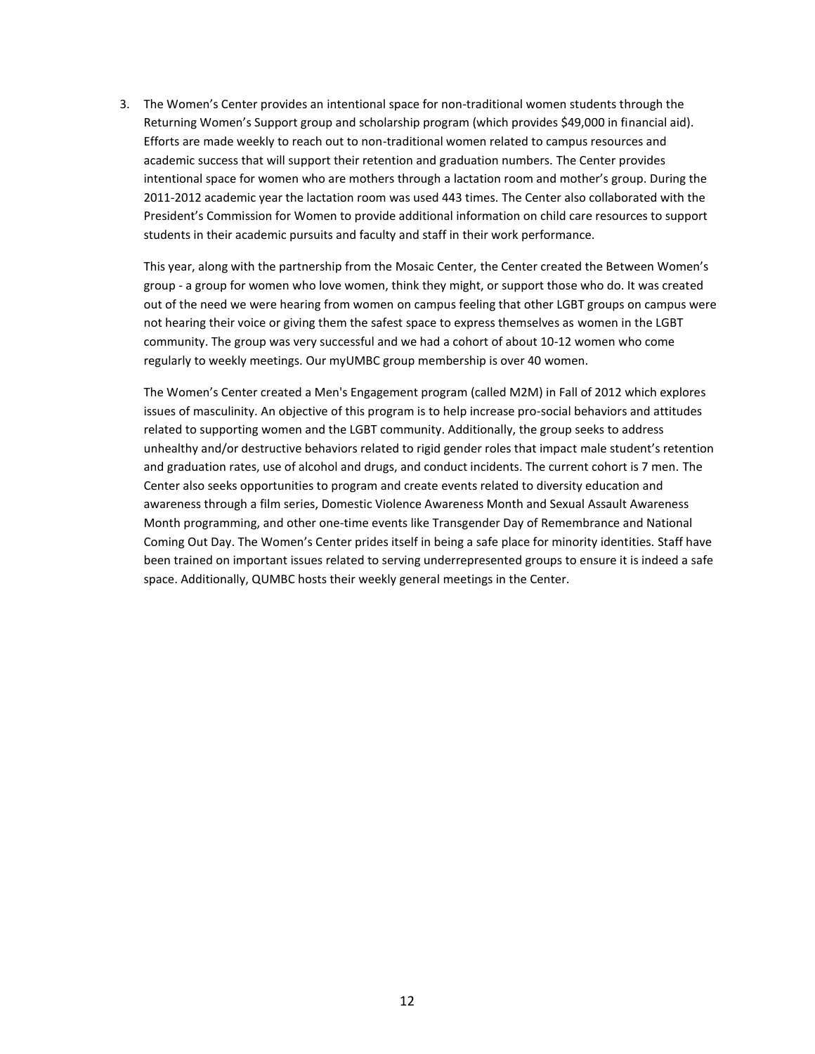3. The Women's Center provides an intentional space for non-traditional women students through the Returning Women's Support group and scholarship program (which provides $49,000 in financial aid). Efforts are made weekly to reach out to non-traditional women related to campus resources and academic success that will support their retention and graduation numbers. The Center provides intentional space for women who are mothers through a lactation room and mother's group. During the 2011-2012 academic year the lactation room was used 443 times. The Center also collaborated with the President's Commission for Women to provide additional information on child care resources to support students in their academic pursuits and faculty and staff in their work performance.

   This year, along with the partnership from the Mosaic Center, the Center created the Between Women's group - a group for women who love women, think they might, or support those who do. It was created out of the need we were hearing from women on campus feeling that other LGBT groups on campus were not hearing their voice or giving them the safest space to express themselves as women in the LGBT community. The group was very successful and we had a cohort of about 10-12 women who come regularly to weekly meetings. Our myUMBC group membership is over 40 women.

   The Women's Center created a Men's Engagement program (called M2M) in Fall of 2012 which explores issues of masculinity. An objective of this program is to help increase pro-social behaviors and attitudes related to supporting women and the LGBT community. Additionally, the group seeks to address unhealthy and/or destructive behaviors related to rigid gender roles that impact male student's retention and graduation rates, use of alcohol and drugs, and conduct incidents. The current cohort is 7 men. The Center also seeks opportunities to program and create events related to diversity education and awareness through a film series, Domestic Violence Awareness Month and Sexual Assault Awareness Month programming, and other one-time events like Transgender Day of Remembrance and National Coming Out Day. The Women's Center prides itself in being a safe place for minority identities. Staff have been trained on important issues related to serving underrepresented groups to ensure it is indeed a safe space. Additionally, QUMBC hosts their weekly general meetings in the Center.